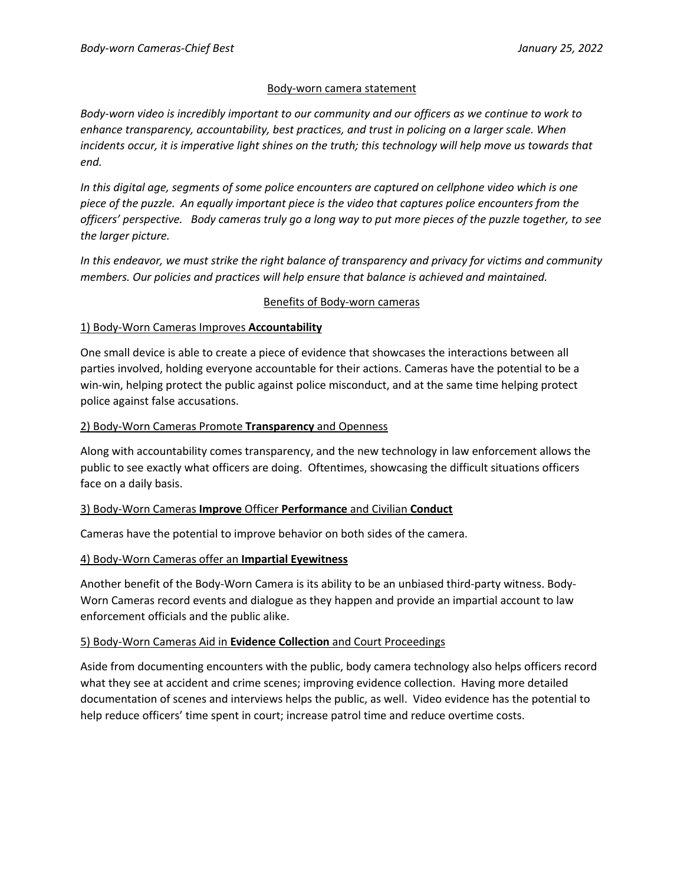## Body-worn camera statement

*Body-worn video is incredibly important to our community and our officers as we continue to work to enhance transparency, accountability, best practices, and trust in policing on a larger scale. When incidents occur, it is imperative light shines on the truth; this technology will help move us towards that end.*

*In this digital age, segments of some police encounters are captured on cellphone video which is one piece of the puzzle. An equally important piece is the video that captures police encounters from the officers' perspective. Body cameras truly go a long way to put more pieces of the puzzle together, to see the larger picture.*

*In this endeavor, we must strike the right balance of transparency and privacy for victims and community members. Our policies and practices will help ensure that balance is achieved and maintained.*

## Benefits of Body-worn cameras

### 1) Body-Worn Cameras Improves **Accountability**

One small device is able to create a piece of evidence that showcases the interactions between all parties involved, holding everyone accountable for their actions. Cameras have the potential to be a win-win, helping protect the public against police misconduct, and at the same time helping protect police against false accusations.

### 2) Body-Worn Cameras Promote **Transparency** and Openness

Along with accountability comes transparency, and the new technology in law enforcement allows the public to see exactly what officers are doing. Oftentimes, showcasing the difficult situations officers face on a daily basis.

### 3) Body-Worn Cameras **Improve** Officer **Performance** and Civilian **Conduct**

Cameras have the potential to improve behavior on both sides of the camera.

### 4) Body-Worn Cameras offer an **Impartial Eyewitness**

Another benefit of the Body-Worn Camera is its ability to be an unbiased third-party witness. Body-Worn Cameras record events and dialogue as they happen and provide an impartial account to law enforcement officials and the public alike.

### 5) Body-Worn Cameras Aid in **Evidence Collection** and Court Proceedings

Aside from documenting encounters with the public, body camera technology also helps officers record what they see at accident and crime scenes; improving evidence collection. Having more detailed documentation of scenes and interviews helps the public, as well. Video evidence has the potential to help reduce officers' time spent in court; increase patrol time and reduce overtime costs.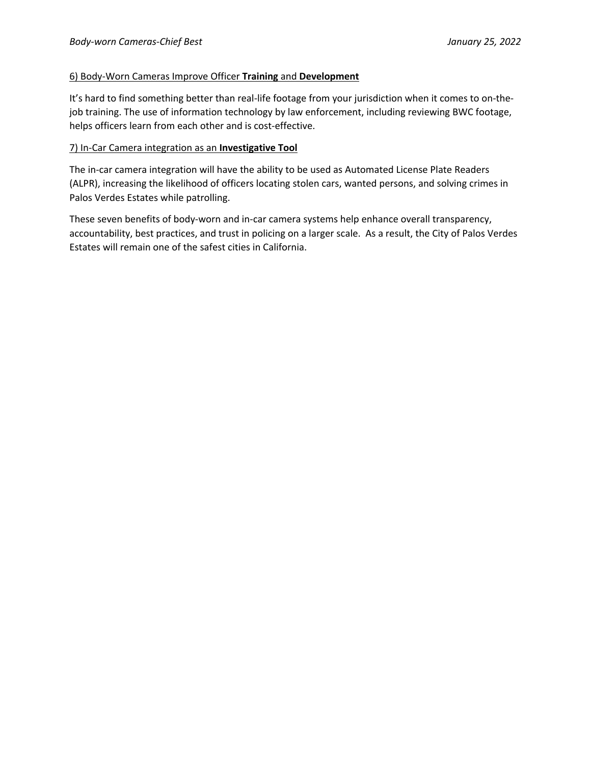<u>6) Body-Worn Cameras Improve Officer **Training** and **Development**</u>

It's hard to find something better than real-life footage from your jurisdiction when it comes to on-the-job training. The use of information technology by law enforcement, including reviewing BWC footage, helps officers learn from each other and is cost-effective.

<u>7) In-Car Camera integration as an **Investigative Tool**</u>

The in-car camera integration will have the ability to be used as Automated License Plate Readers (ALPR), increasing the likelihood of officers locating stolen cars, wanted persons, and solving crimes in Palos Verdes Estates while patrolling.

These seven benefits of body-worn and in-car camera systems help enhance overall transparency, accountability, best practices, and trust in policing on a larger scale. As a result, the City of Palos Verdes Estates will remain one of the safest cities in California.